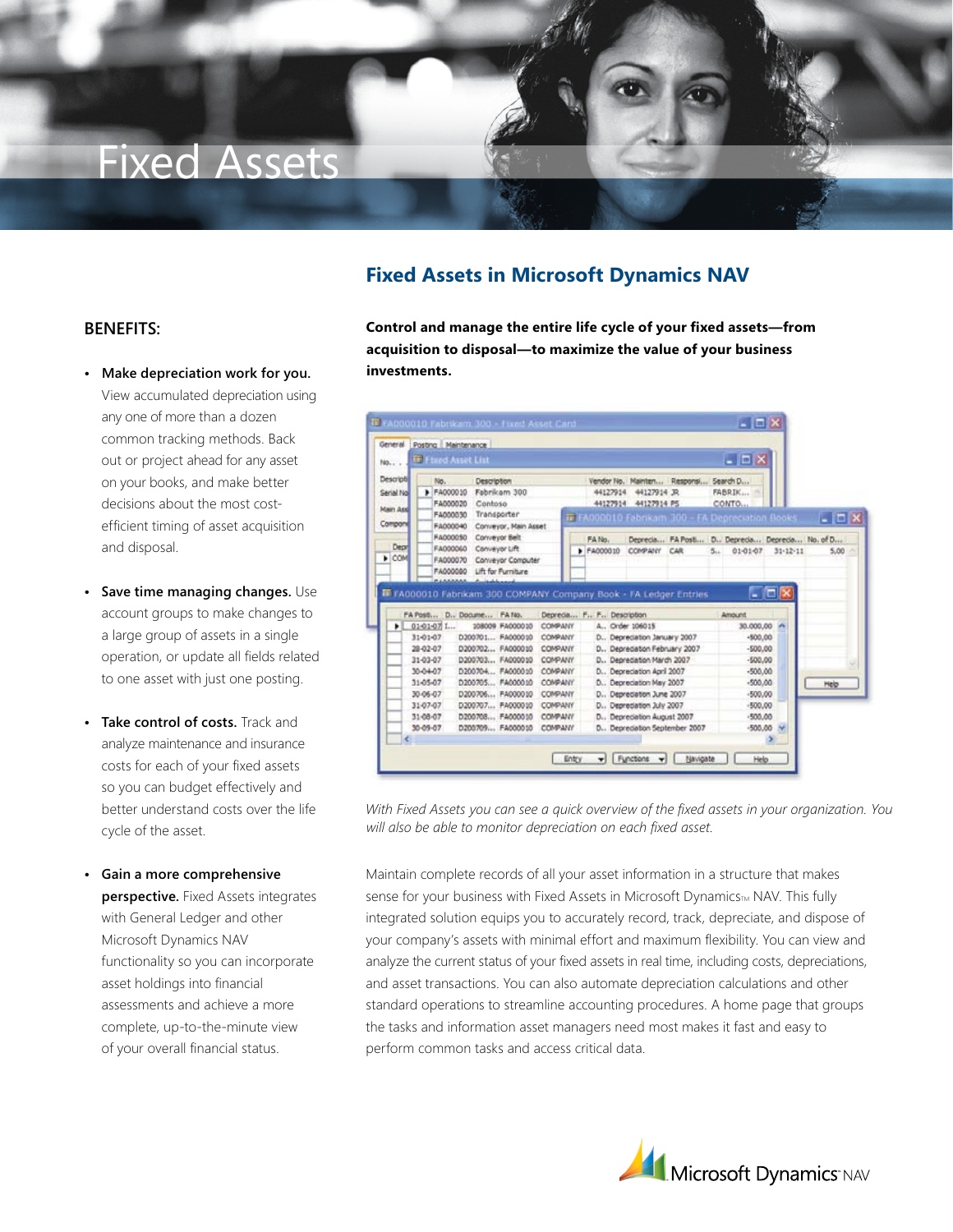# Fixed Assets

## Fixed Assets in Microsoft Dynamics NAV

### BENEFITS:

- **Make depreciation work for you.** View accumulated depreciation using any one of more than a dozen common tracking methods. Back out or project ahead for any asset on your books, and make better decisions about the most cost-efficient timing of asset acquisition and disposal.

- **Save time managing changes.** Use account groups to make changes to a large group of assets in a single operation, or update all fields related to one asset with just one posting.

- **Take control of costs.** Track and analyze maintenance and insurance costs for each of your fixed assets so you can budget effectively and better understand costs over the life cycle of the asset.

- **Gain a more comprehensive perspective.** Fixed Assets integrates with General Ledger and other Microsoft Dynamics NAV functionality so you can incorporate asset holdings into financial assessments and achieve a more complete, up-to-the-minute view of your overall financial status.

**Control and manage the entire life cycle of your fixed assets—from acquisition to disposal—to maximize the value of your business investments.**

*With Fixed Assets you can see a quick overview of the fixed assets in your organization. You will also be able to monitor depreciation on each fixed asset.*

Maintain complete records of all your asset information in a structure that makes sense for your business with Fixed Assets in Microsoft Dynamics™ NAV. This fully integrated solution equips you to accurately record, track, depreciate, and dispose of your company's assets with minimal effort and maximum flexibility. You can view and analyze the current status of your fixed assets in real time, including costs, depreciations, and asset transactions. You can also automate depreciation calculations and other standard operations to streamline accounting procedures. A home page that groups the tasks and information asset managers need most makes it fast and easy to perform common tasks and access critical data.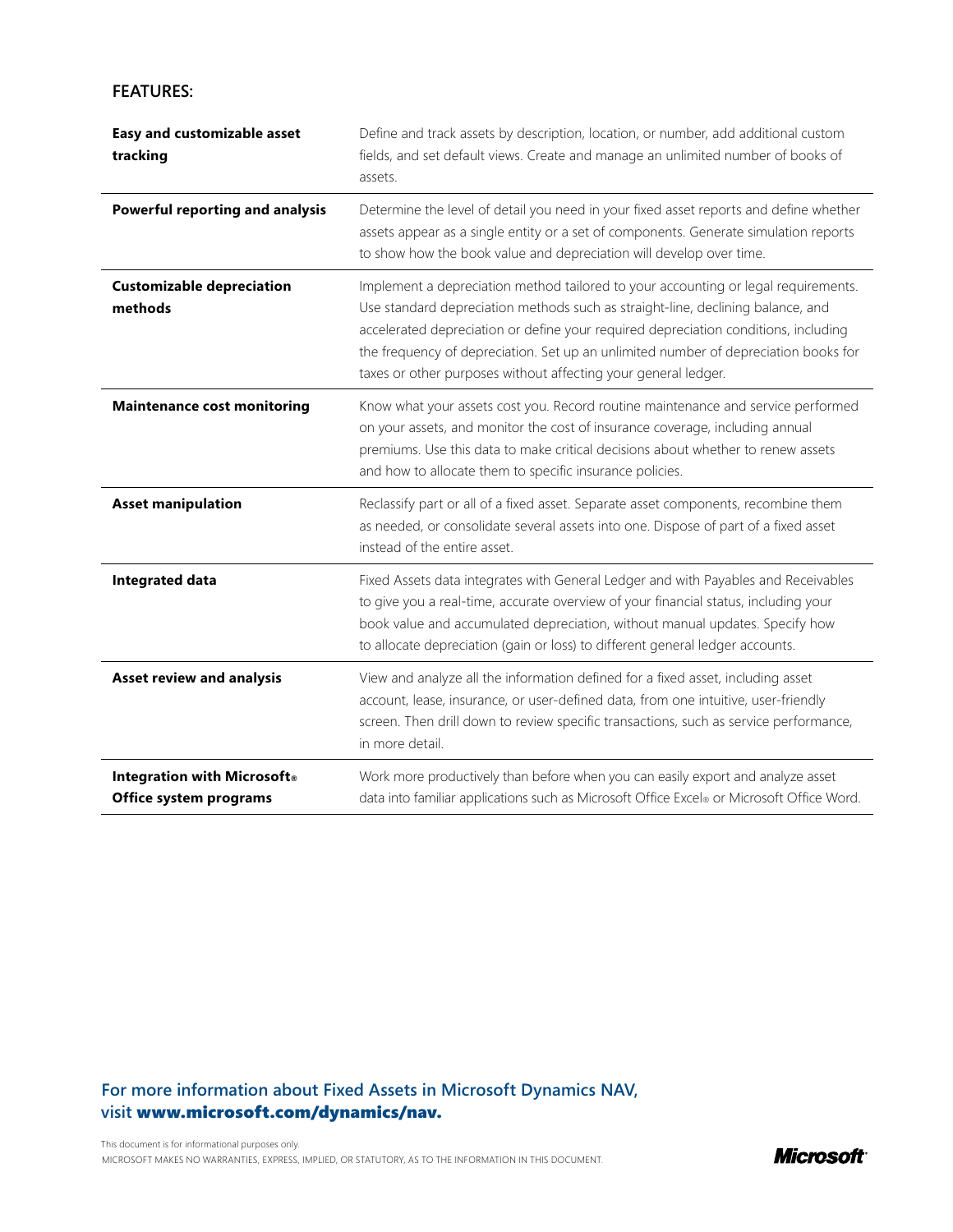## FEATURES:

| | |
|---|---|
| **Easy and customizable asset tracking** | Define and track assets by description, location, or number, add additional custom fields, and set default views. Create and manage an unlimited number of books of assets. |
| **Powerful reporting and analysis** | Determine the level of detail you need in your fixed asset reports and define whether assets appear as a single entity or a set of components. Generate simulation reports to show how the book value and depreciation will develop over time. |
| **Customizable depreciation methods** | Implement a depreciation method tailored to your accounting or legal requirements. Use standard depreciation methods such as straight-line, declining balance, and accelerated depreciation or define your required depreciation conditions, including the frequency of depreciation. Set up an unlimited number of depreciation books for taxes or other purposes without affecting your general ledger. |
| **Maintenance cost monitoring** | Know what your assets cost you. Record routine maintenance and service performed on your assets, and monitor the cost of insurance coverage, including annual premiums. Use this data to make critical decisions about whether to renew assets and how to allocate them to specific insurance policies. |
| **Asset manipulation** | Reclassify part or all of a fixed asset. Separate asset components, recombine them as needed, or consolidate several assets into one. Dispose of part of a fixed asset instead of the entire asset. |
| **Integrated data** | Fixed Assets data integrates with General Ledger and with Payables and Receivables to give you a real-time, accurate overview of your financial status, including your book value and accumulated depreciation, without manual updates. Specify how to allocate depreciation (gain or loss) to different general ledger accounts. |
| **Asset review and analysis** | View and analyze all the information defined for a fixed asset, including asset account, lease, insurance, or user-defined data, from one intuitive, user-friendly screen. Then drill down to review specific transactions, such as service performance, in more detail. |
| **Integration with Microsoft® Office system programs** | Work more productively than before when you can easily export and analyze asset data into familiar applications such as Microsoft Office Excel® or Microsoft Office Word. |

**For more information about Fixed Assets in Microsoft Dynamics NAV, visit www.microsoft.com/dynamics/nav.**

This document is for informational purposes only.
MICROSOFT MAKES NO WARRANTIES, EXPRESS, IMPLIED, OR STATUTORY, AS TO THE INFORMATION IN THIS DOCUMENT.

Microsoft